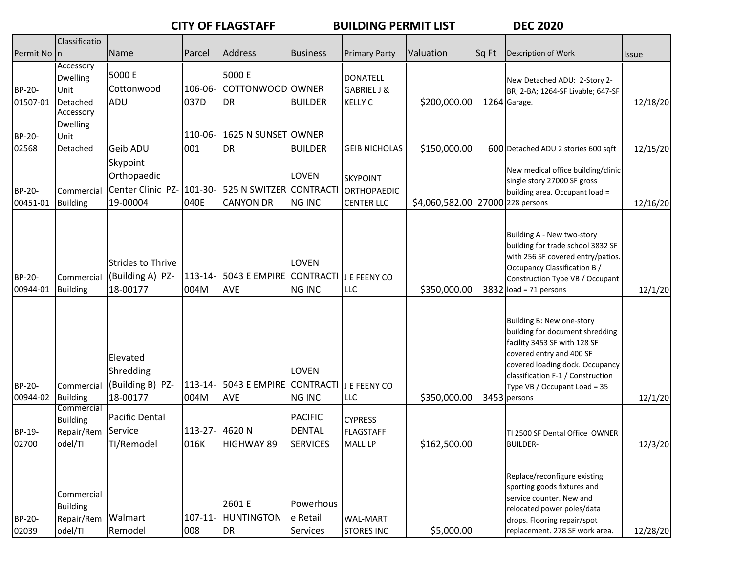**CITY OF FLAGSTAFF BUILDING PERMIT LIST DEC 2020**

| Permit No | Classification | Name | Parcel | Address | Business | Primary Party | Valuation | Sq Ft | Description of Work | Issue |
|---|---|---|---|---|---|---|---|---|---|---|
| BP-20-01507-01 | Accessory Dwelling Unit Detached | 5000 E Cottonwood ADU | 106-06-037D | 5000 E COTTONWOOD DR | OWNER BUILDER | DONATELL GABRIEL J & KELLY C | $200,000.00 | 1264 | New Detached ADU: 2-Story 2-BR; 2-BA; 1264-SF Livable; 647-SF Garage. | 12/18/20 |
| BP-20-02568 | Accessory Dwelling Unit Detached | Geib ADU | 110-06-001 | 1625 N SUNSET DR | OWNER BUILDER | GEIB NICHOLAS | $150,000.00 | 600 | Detached ADU 2 stories 600 sqft | 12/15/20 |
| BP-20-00451-01 | Commercial Building | Skypoint Orthopaedic Center Clinic PZ-19-00004 | 101-30-040E | 525 N SWITZER CANYON DR | LOVEN CONTRACTING INC | SKYPOINT ORTHOPAEDIC CENTER LLC | $4,060,582.00 | 27000 | New medical office building/clinic single story 27000 SF gross building area. Occupant load = 228 persons | 12/16/20 |
| BP-20-00944-01 | Commercial Building | Strides to Thrive (Building A) PZ-18-00177 | 113-14-004M | 5043 E EMPIRE AVE | LOVEN CONTRACTING INC | J E FEENY CO LLC | $350,000.00 | 3832 | Building A - New two-story building for trade school 3832 SF with 256 SF covered entry/patios. Occupancy Classification B / Construction Type VB / Occupant load = 71 persons | 12/1/20 |
| BP-20-00944-02 | Commercial Building | Elevated Shredding (Building B) PZ-18-00177 | 113-14-004M | 5043 E EMPIRE AVE | LOVEN CONTRACTING INC | J E FEENY CO LLC | $350,000.00 | 3453 | Building B: New one-story building for document shredding facility 3453 SF with 128 SF covered entry and 400 SF covered loading dock. Occupancy classification F-1 / Construction Type VB / Occupant Load = 35 persons | 12/1/20 |
| BP-19-02700 | Commercial Building Repair/Remodel/TI | Pacific Dental Service TI/Remodel | 113-27-016K | 4620 N HIGHWAY 89 | PACIFIC DENTAL SERVICES | CYPRESS FLAGSTAFF MALL LP | $162,500.00 | | TI 2500 SF Dental Office OWNER BUILDER- | 12/3/20 |
| BP-20-02039 | Commercial Building Repair/Remodel/TI | Walmart Remodel | 107-11-008 | 2601 E HUNTINGTON DR | Powerhouse Retail Services | WAL-MART STORES INC | $5,000.00 | | Replace/reconfigure existing sporting goods fixtures and service counter. New and relocated power poles/data drops. Flooring repair/spot replacement. 278 SF work area. | 12/28/20 |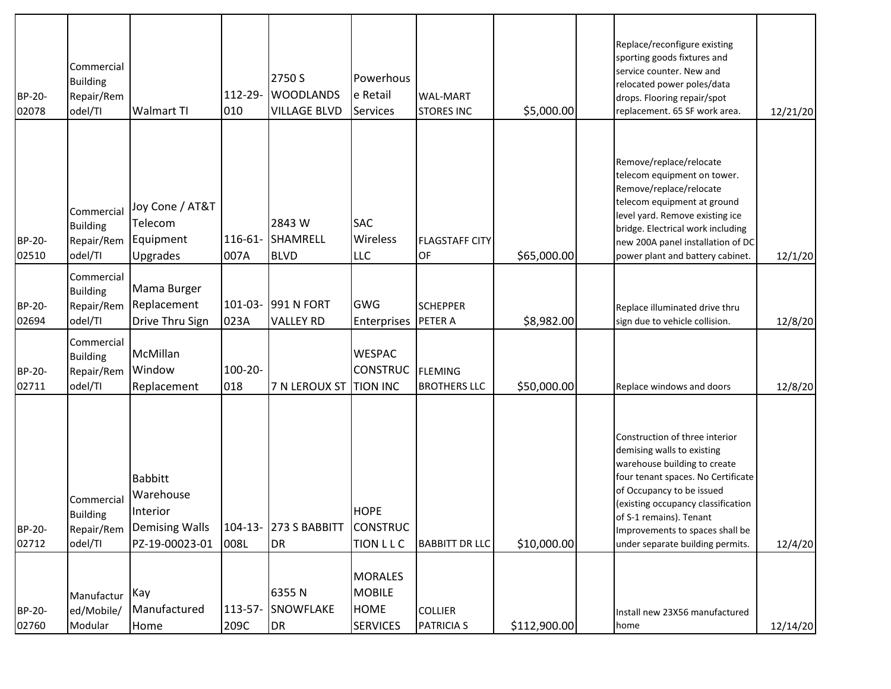| | | | | | | | | | | |
|---|---|---|---|---|---|---|---|---|---|---|
| BP-20-02078 | Commercial Building Repair/Remodel/TI | Walmart TI | 112-29-010 | 2750 S WOODLANDS VILLAGE BLVD | Powerhouse Retail Services | WAL-MART STORES INC | $5,000.00 | | Replace/reconfigure existing sporting goods fixtures and service counter. New and relocated power poles/data drops. Flooring repair/spot replacement. 65 SF work area. | 12/21/20 |
| BP-20-02510 | Commercial Building Repair/Remodel/TI | Joy Cone / AT&T Telecom Equipment Upgrades | 116-61-007A | 2843 W SHAMRELL BLVD | SAC Wireless LLC | FLAGSTAFF CITY OF | $65,000.00 | | Remove/replace/relocate telecom equipment on tower. Remove/replace/relocate telecom equipment at ground level yard. Remove existing ice bridge. Electrical work including new 200A panel installation of DC power plant and battery cabinet. | 12/1/20 |
| BP-20-02694 | Commercial Building Repair/Remodel/TI | Mama Burger Replacement Drive Thru Sign | 101-03-023A | 991 N FORT VALLEY RD | GWG Enterprises | SCHEPPER PETER A | $8,982.00 | | Replace illuminated drive thru sign due to vehicle collision. | 12/8/20 |
| BP-20-02711 | Commercial Building Repair/Remodel/TI | McMillan Window Replacement | 100-20-018 | 7 N LEROUX ST | WESPAC CONSTRUCTION INC | FLEMING BROTHERS LLC | $50,000.00 | | Replace windows and doors | 12/8/20 |
| BP-20-02712 | Commercial Building Repair/Remodel/TI | Babbitt Warehouse Interior Demising Walls PZ-19-00023-01 | 104-13-008L | 273 S BABBITT DR | HOPE CONSTRUCTION L L C | BABBITT DR LLC | $10,000.00 | | Construction of three interior demising walls to existing warehouse building to create four tenant spaces. No Certificate of Occupancy to be issued (existing occupancy classification of S-1 remains). Tenant Improvements to spaces shall be under separate building permits. | 12/4/20 |
| BP-20-02760 | Manufactured/Mobile/Modular | Kay Manufactured Home | 113-57-209C | 6355 N SNOWFLAKE DR | MORALES MOBILE HOME SERVICES | COLLIER PATRICIA S | $112,900.00 | | Install new 23X56 manufactured home | 12/14/20 |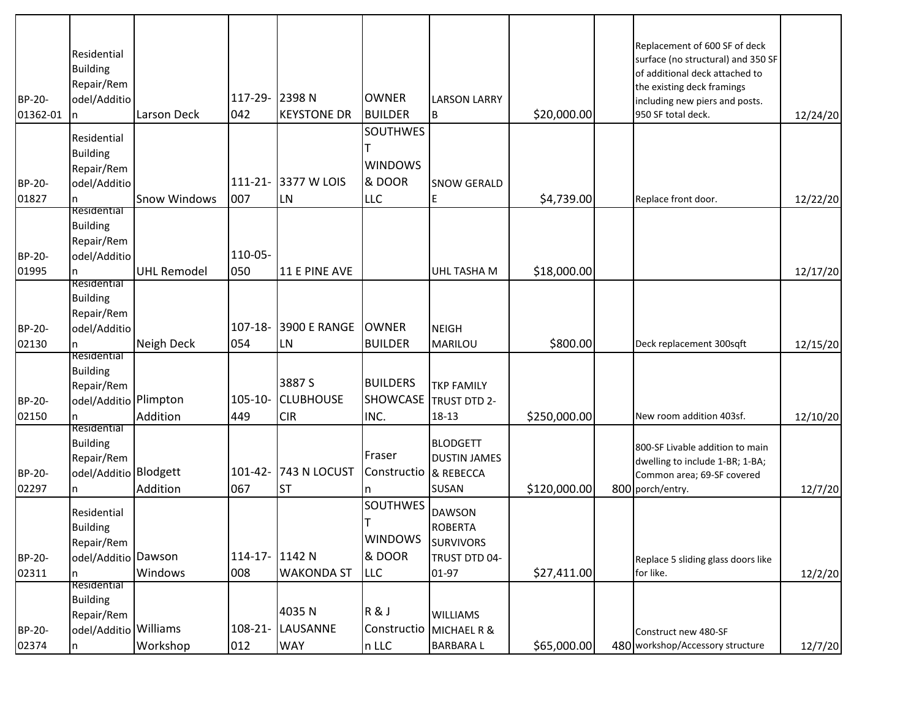| | | | | | | | | | | |
|---|---|---|---|---|---|---|---|---|---|---|
| BP-20-01362-01 | Residential Building Repair/Remodel/Addition | Larson Deck | 117-29-042 | 2398 N KEYSTONE DR | OWNER BUILDER | LARSON LARRY B | $20,000.00 | | Replacement of 600 SF of deck surface (no structural) and 350 SF of additional deck attached to the existing deck framings including new piers and posts. 950 SF total deck. | 12/24/20 |
| BP-20-01827 | Residential Building Repair/Remodel/Addition | Snow Windows | 111-21-007 | 3377 W LOIS LN | SOUTHWEST WINDOWS & DOOR LLC | SNOW GERALD E | $4,739.00 | | Replace front door. | 12/22/20 |
| BP-20-01995 | Residential Building Repair/Remodel/Addition | UHL Remodel | 110-05-050 | 11 E PINE AVE | | UHL TASHA M | $18,000.00 | | | 12/17/20 |
| BP-20-02130 | Residential Building Repair/Remodel/Addition | Neigh Deck | 107-18-054 | 3900 E RANGE LN | OWNER BUILDER | NEIGH MARILOU | $800.00 | | Deck replacement 300sqft | 12/15/20 |
| BP-20-02150 | Residential Building Repair/Remodel/Addition | Plimpton Addition | 105-10-449 | 3887 S CLUBHOUSE CIR | BUILDERS SHOWCASE INC. | TKP FAMILY TRUST DTD 2-18-13 | $250,000.00 | | New room addition 403sf. | 12/10/20 |
| BP-20-02297 | Residential Building Repair/Remodel/Addition | Blodgett Addition | 101-42-067 | 743 N LOCUST ST | Fraser Construction | BLODGETT DUSTIN JAMES & REBECCA SUSAN | $120,000.00 | 800 | 800-SF Livable addition to main dwelling to include 1-BR; 1-BA; Common area; 69-SF covered porch/entry. | 12/7/20 |
| BP-20-02311 | Residential Building Repair/Remodel/Addition | Dawson Windows | 114-17-008 | 1142 N WAKONDA ST | SOUTHWEST WINDOWS & DOOR LLC | DAWSON ROBERTA SURVIVORS TRUST DTD 04-01-97 | $27,411.00 | | Replace 5 sliding glass doors like for like. | 12/2/20 |
| BP-20-02374 | Residential Building Repair/Remodel/Addition | Williams Workshop | 108-21-012 | 4035 N LAUSANNE WAY | R & J Construction LLC | WILLIAMS MICHAEL R & BARBARA L | $65,000.00 | 480 | Construct new 480-SF workshop/Accessory structure | 12/7/20 |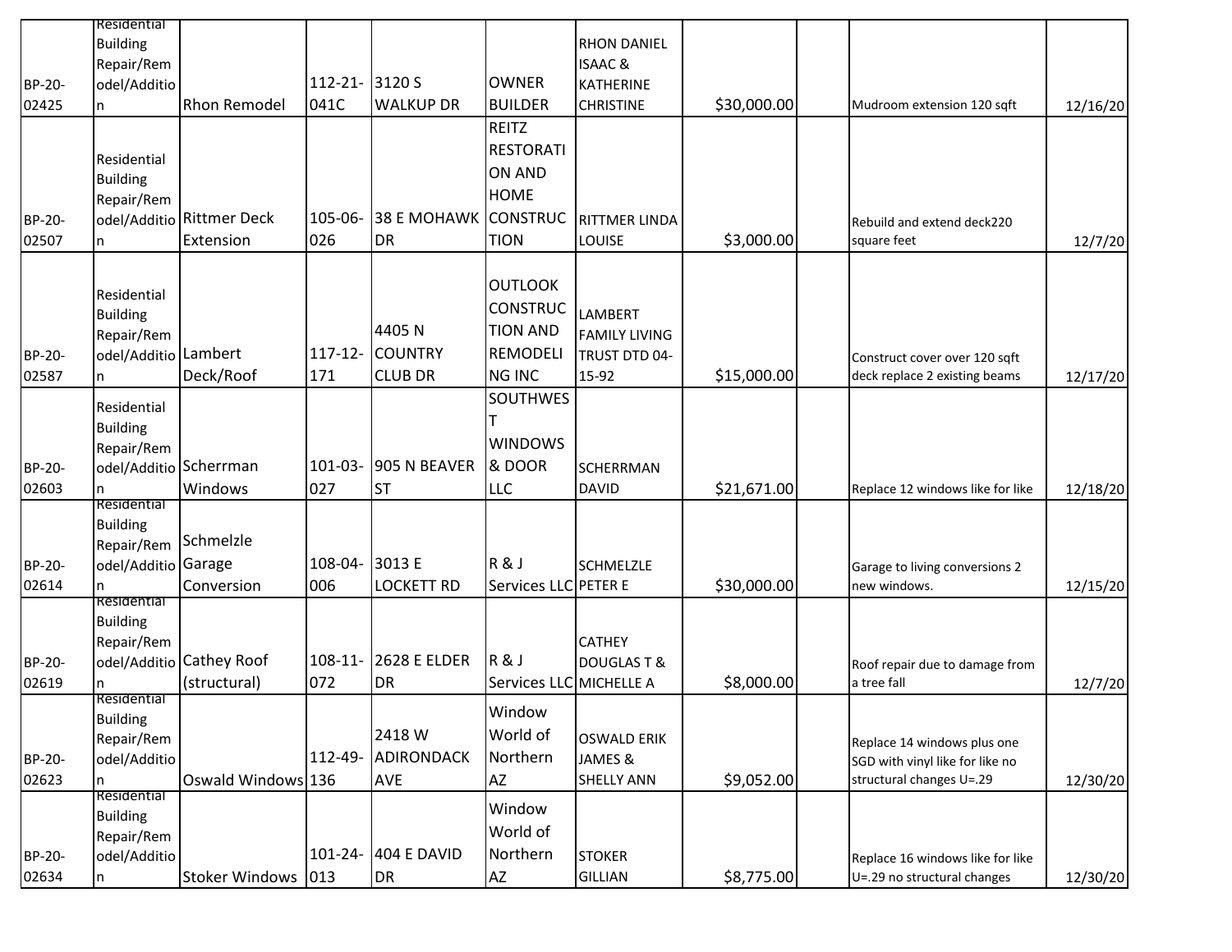| | | | | | | | | | | |
|---|---|---|---|---|---|---|---|---|---|---|
| BP-20-02425 | Residential Building Repair/Remodel/Addition | Rhon Remodel | 112-21-041C | 3120 S WALKUP DR | OWNER BUILDER | RHON DANIEL ISAAC & KATHERINE CHRISTINE | $30,000.00 | | Mudroom extension 120 sqft | 12/16/20 |
| BP-20-02507 | Residential Building Repair/Remodel/Addition | Rittmer Deck Extension | 105-06-026 | 38 E MOHAWK DR | REITZ RESTORATION AND HOME CONSTRUCTION | RITTMER LINDA LOUISE | $3,000.00 | | Rebuild and extend deck220 square feet | 12/7/20 |
| BP-20-02587 | Residential Building Repair/Remodel/Addition | Lambert Deck/Roof | 117-12-171 | 4405 N COUNTRY CLUB DR | OUTLOOK CONSTRUCTION AND REMODELING INC | LAMBERT FAMILY LIVING TRUST DTD 04-15-92 | $15,000.00 | | Construct cover over 120 sqft deck replace 2 existing beams | 12/17/20 |
| BP-20-02603 | Residential Building Repair/Remodel/Addition | Scherrman Windows | 101-03-027 | 905 N BEAVER ST | SOUTHWEST WINDOWS & DOOR LLC | SCHERRMAN DAVID | $21,671.00 | | Replace 12 windows like for like | 12/18/20 |
| BP-20-02614 | Residential Building Repair/Remodel/Addition | Schmelzle Garage Conversion | 108-04-006 | 3013 E LOCKETT RD | R & J Services LLC | SCHMELZLE PETER E | $30,000.00 | | Garage to living conversions 2 new windows. | 12/15/20 |
| BP-20-02619 | Residential Building Repair/Remodel/Addition | Cathey Roof (structural) | 108-11-072 | 2628 E ELDER DR | R & J Services LLC | CATHEY DOUGLAS T & MICHELLE A | $8,000.00 | | Roof repair due to damage from a tree fall | 12/7/20 |
| BP-20-02623 | Residential Building Repair/Remodel/Addition | Oswald Windows | 112-49-136 | 2418 W ADIRONDACK AVE | Window World of Northern AZ | OSWALD ERIK JAMES & SHELLY ANN | $9,052.00 | | Replace 14 windows plus one SGD with vinyl like for like no structural changes U=.29 | 12/30/20 |
| BP-20-02634 | Residential Building Repair/Remodel/Addition | Stoker Windows | 101-24-013 | 404 E DAVID DR | Window World of Northern AZ | STOKER GILLIAN | $8,775.00 | | Replace 16 windows like for like U=.29 no structural changes | 12/30/20 |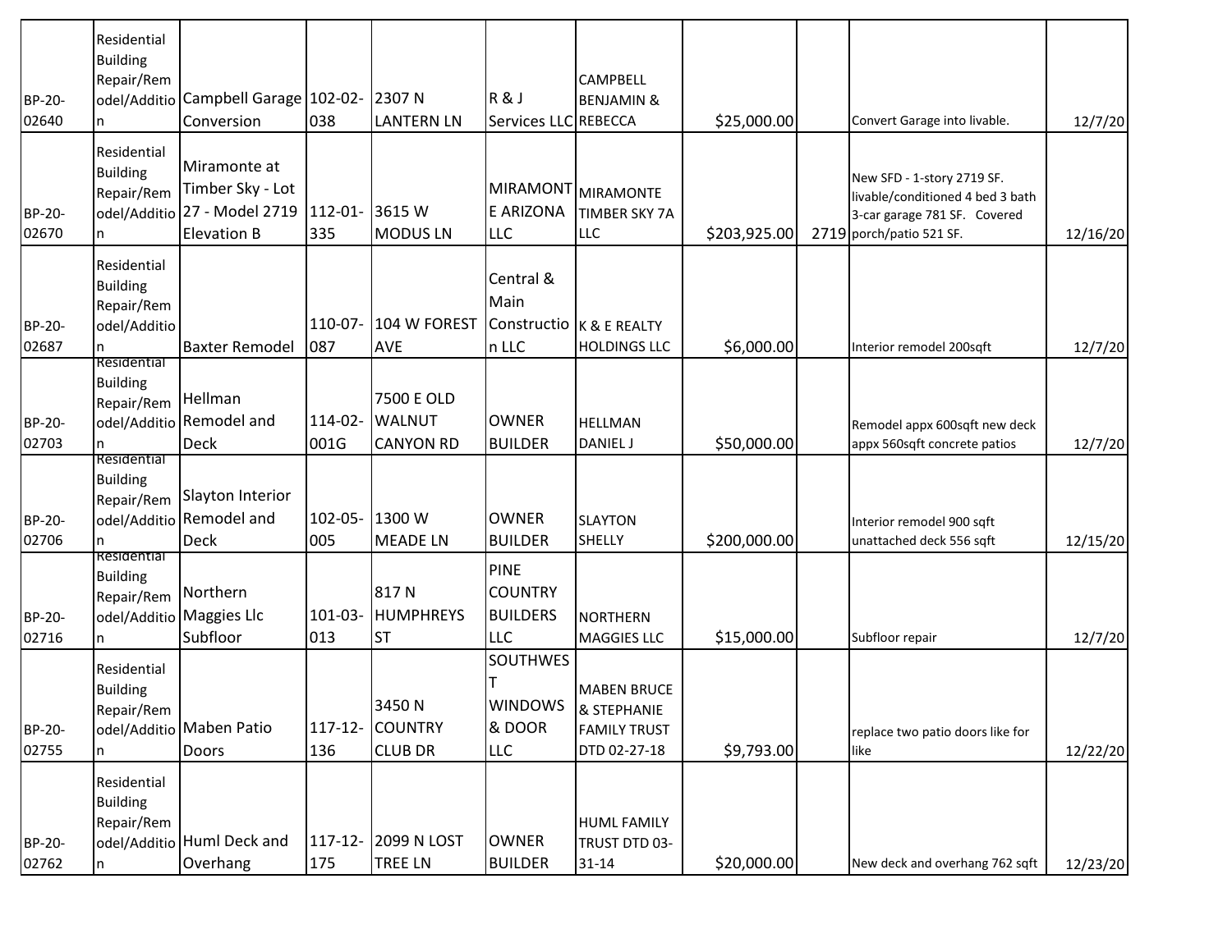| | | | | | | | | | | |
|---|---|---|---|---|---|---|---|---|---|---|
| BP-20-02640 | Residential Building Repair/Remodel/Addition | Campbell Garage Conversion | 102-02-038 | 2307 N LANTERN LN | R & J Services LLC | CAMPBELL BENJAMIN & REBECCA | $25,000.00 | | Convert Garage into livable. | 12/7/20 |
| BP-20-02670 | Residential Building Repair/Remodel/Addition | Miramonte at Timber Sky - Lot 27 - Model 2719 Elevation B | 112-01-335 | 3615 W MODUS LN | MIRAMONTE ARIZONA LLC | MIRAMONTE TIMBER SKY 7A LLC | $203,925.00 | 2719 | New SFD - 1-story 2719 SF. livable/conditioned 4 bed 3 bath 3-car garage 781 SF. Covered porch/patio 521 SF. | 12/16/20 |
| BP-20-02687 | Residential Building Repair/Remodel/Addition | Baxter Remodel | 110-07-087 | 104 W FOREST AVE | Central & Main Construction LLC | K & E REALTY HOLDINGS LLC | $6,000.00 | | Interior remodel 200sqft | 12/7/20 |
| BP-20-02703 | Residential Building Repair/Remodel/Addition | Hellman Remodel and Deck | 114-02-001G | 7500 E OLD WALNUT CANYON RD | OWNER BUILDER | HELLMAN DANIEL J | $50,000.00 | | Remodel appx 600sqft new deck appx 560sqft concrete patios | 12/7/20 |
| BP-20-02706 | Residential Building Repair/Remodel/Addition | Slayton Interior Remodel and Deck | 102-05-005 | 1300 W MEADE LN | OWNER BUILDER | SLAYTON SHELLY | $200,000.00 | | Interior remodel 900 sqft unattached deck 556 sqft | 12/15/20 |
| BP-20-02716 | Residential Building Repair/Remodel/Addition | Northern Maggies Llc Subfloor | 101-03-013 | 817 N HUMPHREYS ST | PINE COUNTRY BUILDERS LLC | NORTHERN MAGGIES LLC | $15,000.00 | | Subfloor repair | 12/7/20 |
| BP-20-02755 | Residential Building Repair/Remodel/Addition | Maben Patio Doors | 117-12-136 | 3450 N COUNTRY CLUB DR | SOUTHWEST WINDOWS & DOOR LLC | MABEN BRUCE & STEPHANIE FAMILY TRUST DTD 02-27-18 | $9,793.00 | | replace two patio doors like for like | 12/22/20 |
| BP-20-02762 | Residential Building Repair/Remodel/Addition | Huml Deck and Overhang | 117-12-175 | 2099 N LOST TREE LN | OWNER BUILDER | HUML FAMILY TRUST DTD 03-31-14 | $20,000.00 | | New deck and overhang 762 sqft | 12/23/20 |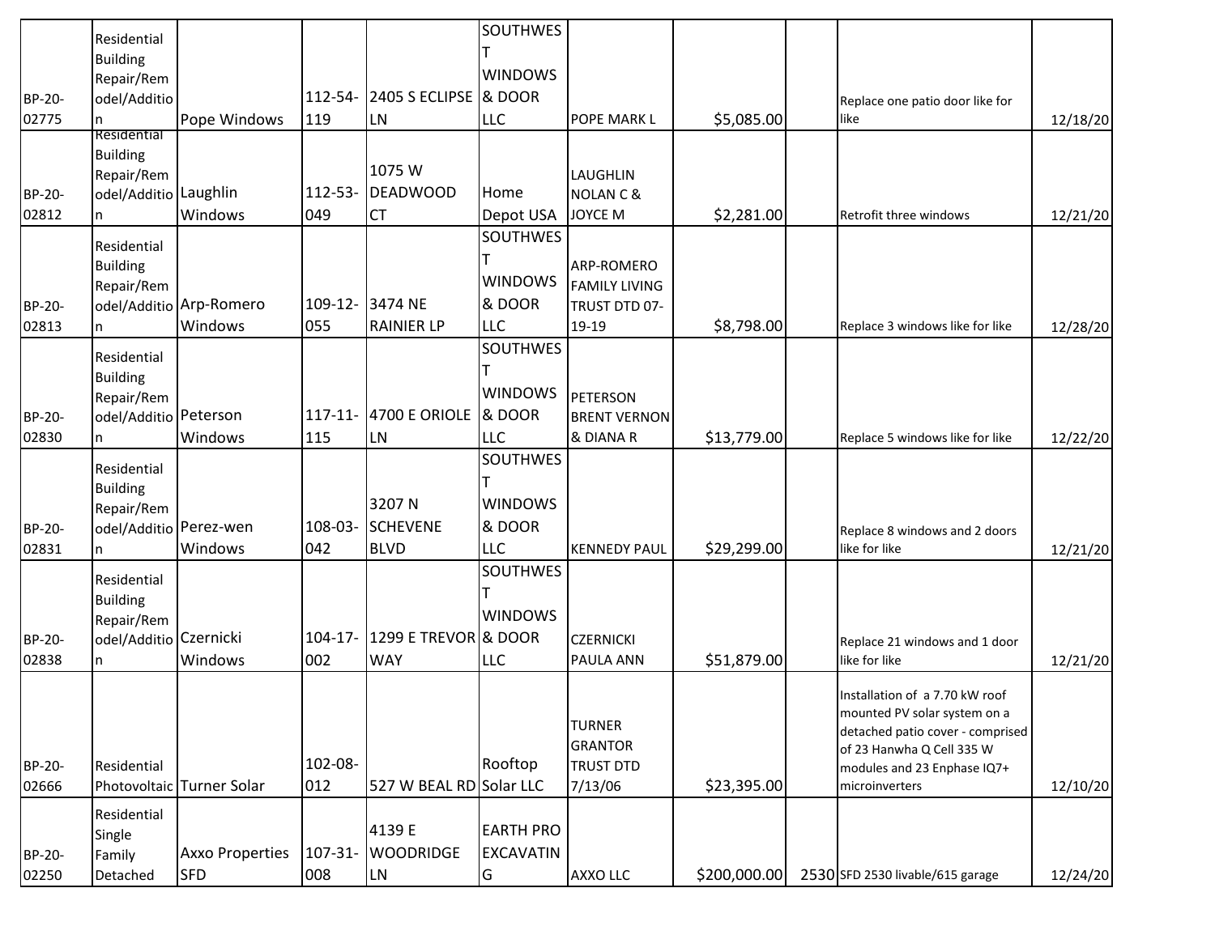| | | | | | | | | | | | |
|---|---|---|---|---|---|---|---|---|---|---|---|
| BP-20-02775 | Residential Building Repair/Remodel/Addition | Pope Windows | 112-54-119 | 2405 S ECLIPSE LN | SOUTHWEST WINDOWS & DOOR LLC | POPE MARK L | $5,085.00 | | Replace one patio door like for like | 12/18/20 |
| BP-20-02812 | Residential Building Repair/Remodel/Addition | Laughlin Windows | 112-53-049 | 1075 W DEADWOOD CT | Home Depot USA | LAUGHLIN NOLAN C & JOYCE M | $2,281.00 | | Retrofit three windows | 12/21/20 |
| BP-20-02813 | Residential Building Repair/Remodel/Addition | Arp-Romero Windows | 109-12-055 | 3474 NE RAINIER LP | SOUTHWEST WINDOWS & DOOR LLC | ARP-ROMERO FAMILY LIVING TRUST DTD 07-19-19 | $8,798.00 | | Replace 3 windows like for like | 12/28/20 |
| BP-20-02830 | Residential Building Repair/Remodel/Addition | Peterson Windows | 117-11-115 | 4700 E ORIOLE LN | SOUTHWEST WINDOWS & DOOR LLC | PETERSON BRENT VERNON & DIANA R | $13,779.00 | | Replace 5 windows like for like | 12/22/20 |
| BP-20-02831 | Residential Building Repair/Remodel/Addition | Perez-wen Windows | 108-03-042 | 3207 N SCHEVENE BLVD | SOUTHWEST WINDOWS & DOOR LLC | KENNEDY PAUL | $29,299.00 | | Replace 8 windows and 2 doors like for like | 12/21/20 |
| BP-20-02838 | Residential Building Repair/Remodel/Addition | Czernicki Windows | 104-17-002 | 1299 E TREVOR WAY | SOUTHWEST WINDOWS & DOOR LLC | CZERNICKI PAULA ANN | $51,879.00 | | Replace 21 windows and 1 door like for like | 12/21/20 |
| BP-20-02666 | Residential Photovoltaic | Turner Solar | 102-08-012 | 527 W BEAL RD | Rooftop Solar LLC | TURNER GRANTOR TRUST DTD 7/13/06 | $23,395.00 | | Installation of a 7.70 kW roof mounted PV solar system on a detached patio cover - comprised of 23 Hanwha Q Cell 335 W modules and 23 Enphase IQ7+ microinverters | 12/10/20 |
| BP-20-02250 | Residential Single Family Detached | Axxo Properties SFD | 107-31-008 | 4139 E WOODRIDGE LN | EARTH PRO EXCAVATING | AXXO LLC | $200,000.00 | 2530 | SFD 2530 livable/615 garage | 12/24/20 |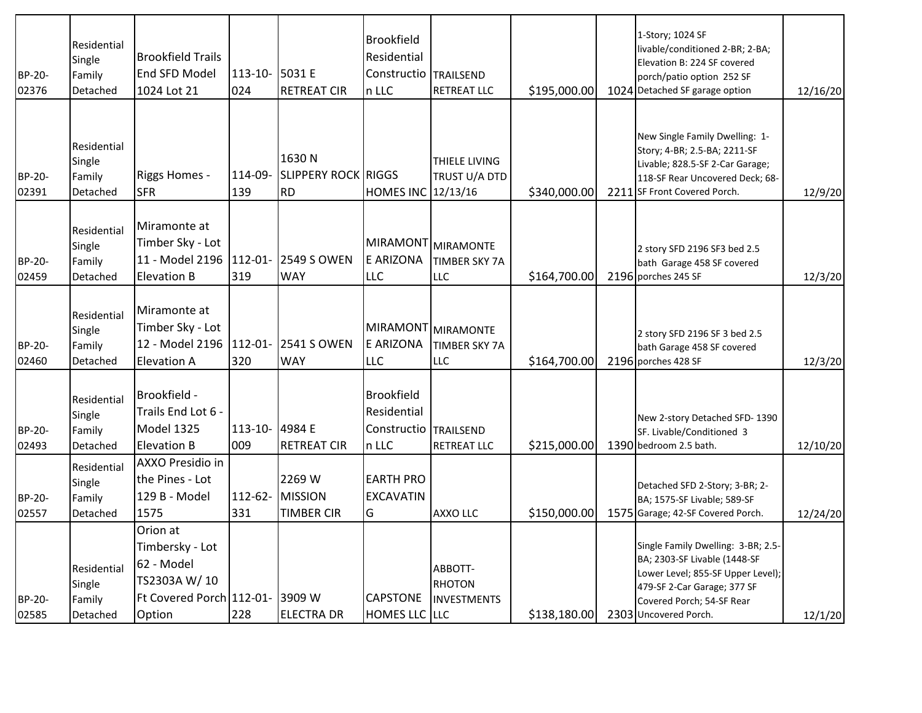| | | | | | | | | | | |
|---|---|---|---|---|---|---|---|---|---|---|
| BP-20-02376 | Residential Single Family Detached | Brookfield Trails End SFD Model 1024 Lot 21 | 113-10-024 | 5031 E RETREAT CIR | Brookfield Residential Construction LLC | TRAILSEND RETREAT LLC | $195,000.00 | 1024 | 1-Story; 1024 SF livable/conditioned 2-BR; 2-BA; Elevation B: 224 SF covered porch/patio option 252 SF Detached SF garage option | 12/16/20 |
| BP-20-02391 | Residential Single Family Detached | Riggs Homes - SFR | 114-09-139 | 1630 N SLIPPERY ROCK RD | RIGGS HOMES INC | THIELE LIVING TRUST U/A DTD 12/13/16 | $340,000.00 | 2211 | New Single Family Dwelling: 1-Story; 4-BR; 2.5-BA; 2211-SF Livable; 828.5-SF 2-Car Garage; 118-SF Rear Uncovered Deck; 68-SF Front Covered Porch. | 12/9/20 |
| BP-20-02459 | Residential Single Family Detached | Miramonte at Timber Sky - Lot 11 - Model 2196 Elevation B | 112-01-319 | 2549 S OWEN WAY | MIRAMONTE ARIZONA LLC | MIRAMONTE TIMBER SKY 7A LLC | $164,700.00 | 2196 | 2 story SFD 2196 SF3 bed 2.5 bath Garage 458 SF covered porches 245 SF | 12/3/20 |
| BP-20-02460 | Residential Single Family Detached | Miramonte at Timber Sky - Lot 12 - Model 2196 Elevation A | 112-01-320 | 2541 S OWEN WAY | MIRAMONTE ARIZONA LLC | MIRAMONTE TIMBER SKY 7A LLC | $164,700.00 | 2196 | 2 story SFD 2196 SF 3 bed 2.5 bath Garage 458 SF covered porches 428 SF | 12/3/20 |
| BP-20-02493 | Residential Single Family Detached | Brookfield - Trails End Lot 6 - Model 1325 Elevation B | 113-10-009 | 4984 E RETREAT CIR | Brookfield Residential Construction LLC | TRAILSEND RETREAT LLC | $215,000.00 | 1390 | New 2-story Detached SFD- 1390 SF. Livable/Conditioned 3 bedroom 2.5 bath. | 12/10/20 |
| BP-20-02557 | Residential Single Family Detached | AXXO Presidio in the Pines - Lot 129 B - Model 1575 | 112-62-331 | 2269 W MISSION TIMBER CIR | EARTH PRO EXCAVATING | AXXO LLC | $150,000.00 | 1575 | Detached SFD 2-Story; 3-BR; 2-BA; 1575-SF Livable; 589-SF Garage; 42-SF Covered Porch. | 12/24/20 |
| BP-20-02585 | Residential Single Family Detached | Orion at Timbersky - Lot 62 - Model TS2303A W/ 10 Ft Covered Porch Option | 112-01-228 | 3909 W ELECTRA DR | CAPSTONE HOMES LLC | ABBOTT-RHOTON INVESTMENTS LLC | $138,180.00 | 2303 | Single Family Dwelling: 3-BR; 2.5-BA; 2303-SF Livable (1448-SF Lower Level; 855-SF Upper Level); 479-SF 2-Car Garage; 377 SF Covered Porch; 54-SF Rear Uncovered Porch. | 12/1/20 |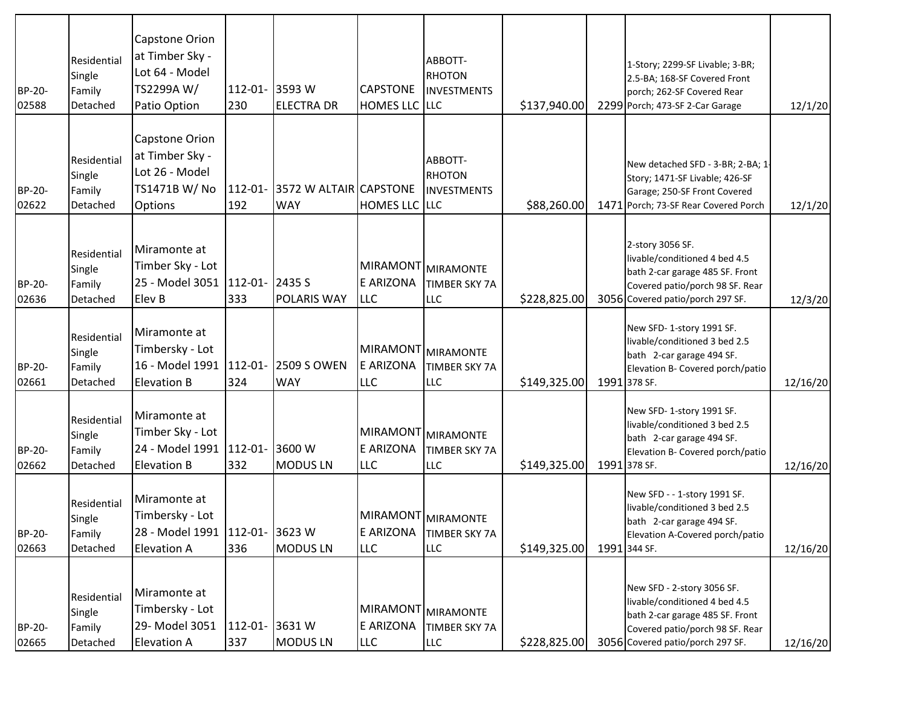| BP-20-02588 | Residential Single Family Detached | Capstone Orion at Timber Sky - Lot 64 - Model TS2299A W/ Patio Option | 112-01-230 | 3593 W ELECTRA DR | CAPSTONE HOMES LLC | ABBOTT-RHOTON INVESTMENTS LLC | $137,940.00 | 2299 | 1-Story; 2299-SF Livable; 3-BR; 2.5-BA; 168-SF Covered Front porch; 262-SF Covered Rear Porch; 473-SF 2-Car Garage | 12/1/20 |
|---|---|---|---|---|---|---|---|---|---|---|
| BP-20-02622 | Residential Single Family Detached | Capstone Orion at Timber Sky - Lot 26 - Model TS1471B W/ No Options | 112-01-192 | 3572 W ALTAIR WAY | CAPSTONE HOMES LLC | ABBOTT-RHOTON INVESTMENTS LLC | $88,260.00 | 1471 | New detached SFD - 3-BR; 2-BA; 1-Story; 1471-SF Livable; 426-SF Garage; 250-SF Front Covered Porch; 73-SF Rear Covered Porch | 12/1/20 |
| BP-20-02636 | Residential Single Family Detached | Miramonte at Timber Sky - Lot 25 - Model 3051 Elev B | 112-01-333 | 2435 S POLARIS WAY | MIRAMONTE ARIZONA LLC | MIRAMONTE TIMBER SKY 7A LLC | $228,825.00 | 3056 | 2-story 3056 SF. livable/conditioned 4 bed 4.5 bath 2-car garage 485 SF. Front Covered patio/porch 98 SF. Rear Covered patio/porch 297 SF. | 12/3/20 |
| BP-20-02661 | Residential Single Family Detached | Miramonte at Timbersky - Lot 16 - Model 1991 Elevation B | 112-01-324 | 2509 S OWEN WAY | MIRAMONTE ARIZONA LLC | MIRAMONTE TIMBER SKY 7A LLC | $149,325.00 | 1991 | New SFD- 1-story 1991 SF. livable/conditioned 3 bed 2.5 bath 2-car garage 494 SF. Elevation B- Covered porch/patio 378 SF. | 12/16/20 |
| BP-20-02662 | Residential Single Family Detached | Miramonte at Timber Sky - Lot 24 - Model 1991 Elevation B | 112-01-332 | 3600 W MODUS LN | MIRAMONTE ARIZONA LLC | MIRAMONTE TIMBER SKY 7A LLC | $149,325.00 | 1991 | New SFD- 1-story 1991 SF. livable/conditioned 3 bed 2.5 bath 2-car garage 494 SF. Elevation B- Covered porch/patio 378 SF. | 12/16/20 |
| BP-20-02663 | Residential Single Family Detached | Miramonte at Timbersky - Lot 28 - Model 1991 Elevation A | 112-01-336 | 3623 W MODUS LN | MIRAMONTE ARIZONA LLC | MIRAMONTE TIMBER SKY 7A LLC | $149,325.00 | 1991 | New SFD - - 1-story 1991 SF. livable/conditioned 3 bed 2.5 bath 2-car garage 494 SF. Elevation A-Covered porch/patio 344 SF. | 12/16/20 |
| BP-20-02665 | Residential Single Family Detached | Miramonte at Timbersky - Lot 29- Model 3051 Elevation A | 112-01-337 | 3631 W MODUS LN | MIRAMONTE ARIZONA LLC | MIRAMONTE TIMBER SKY 7A LLC | $228,825.00 | 3056 | New SFD - 2-story 3056 SF. livable/conditioned 4 bed 4.5 bath 2-car garage 485 SF. Front Covered patio/porch 98 SF. Rear Covered patio/porch 297 SF. | 12/16/20 |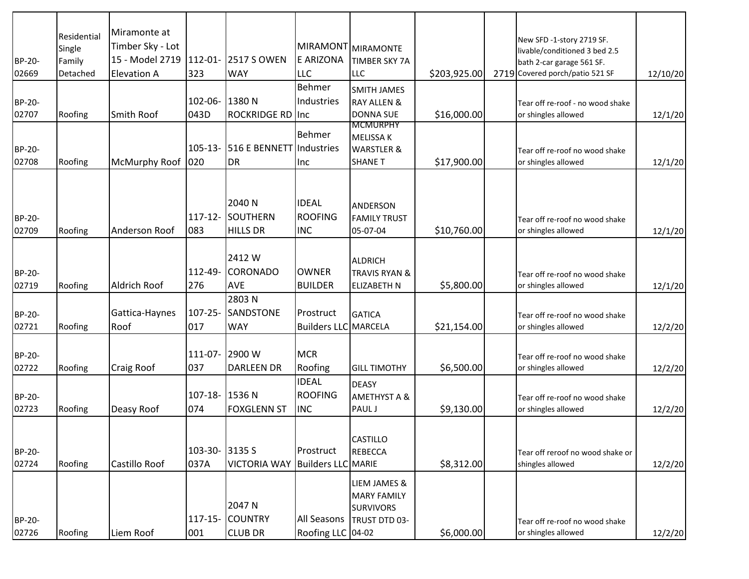| | | | | | | | | | | |
|---|---|---|---|---|---|---|---|---|---|---|
| BP-20-02669 | Residential Single Family Detached | Miramonte at Timber Sky - Lot 15 - Model 2719 Elevation A | 112-01-323 | 2517 S OWEN WAY | MIRAMONTE ARIZONA LLC | MIRAMONTE TIMBER SKY 7A LLC | $203,925.00 | 2719 | New SFD -1-story 2719 SF. livable/conditioned 3 bed 2.5 bath 2-car garage 561 SF. Covered porch/patio 521 SF | 12/10/20 |
| BP-20-02707 | Roofing | Smith Roof | 102-06-043D | 1380 N ROCKRIDGE RD | Behmer Industries Inc | SMITH JAMES RAY ALLEN & DONNA SUE | $16,000.00 | | Tear off re-roof - no wood shake or shingles allowed | 12/1/20 |
| BP-20-02708 | Roofing | McMurphy Roof | 105-13-020 | 516 E BENNETT DR | Behmer Industries Inc | MCMURPHY MELISSA K WARSTLER & SHANE T | $17,900.00 | | Tear off re-roof no wood shake or shingles allowed | 12/1/20 |
| BP-20-02709 | Roofing | Anderson Roof | 117-12-083 | 2040 N SOUTHERN HILLS DR | IDEAL ROOFING INC | ANDERSON FAMILY TRUST 05-07-04 | $10,760.00 | | Tear off re-roof no wood shake or shingles allowed | 12/1/20 |
| BP-20-02719 | Roofing | Aldrich Roof | 112-49-276 | 2412 W CORONADO AVE | OWNER BUILDER | ALDRICH TRAVIS RYAN & ELIZABETH N | $5,800.00 | | Tear off re-roof no wood shake or shingles allowed | 12/1/20 |
| BP-20-02721 | Roofing | Gattica-Haynes Roof | 107-25-017 | 2803 N SANDSTONE WAY | Prostruct Builders LLC | GATICA MARCELA | $21,154.00 | | Tear off re-roof no wood shake or shingles allowed | 12/2/20 |
| BP-20-02722 | Roofing | Craig Roof | 111-07-037 | 2900 W DARLEEN DR | MCR Roofing | GILL TIMOTHY | $6,500.00 | | Tear off re-roof no wood shake or shingles allowed | 12/2/20 |
| BP-20-02723 | Roofing | Deasy Roof | 107-18-074 | 1536 N FOXGLENN ST | IDEAL ROOFING INC | DEASY AMETHYST A & PAUL J | $9,130.00 | | Tear off re-roof no wood shake or shingles allowed | 12/2/20 |
| BP-20-02724 | Roofing | Castillo Roof | 103-30-037A | 3135 S VICTORIA WAY | Prostruct Builders LLC | CASTILLO REBECCA MARIE | $8,312.00 | | Tear off reroof no wood shake or shingles allowed | 12/2/20 |
| BP-20-02726 | Roofing | Liem Roof | 117-15-001 | 2047 N COUNTRY CLUB DR | All Seasons Roofing LLC | LIEM JAMES & MARY FAMILY SURVIVORS TRUST DTD 03-04-02 | $6,000.00 | | Tear off re-roof no wood shake or shingles allowed | 12/2/20 |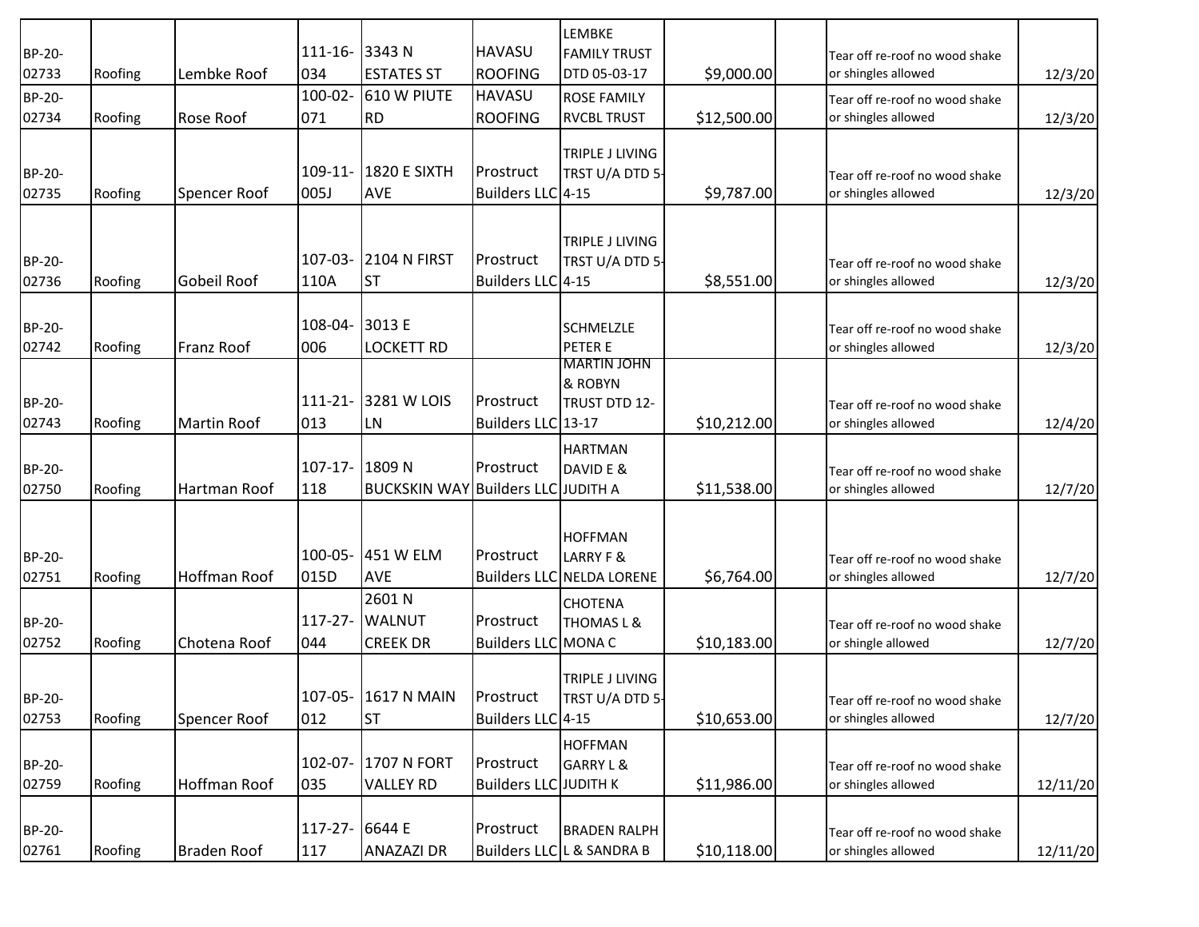| | | | | | | | | | | |
|---|---|---|---|---|---|---|---|---|---|---|
| BP-20-02733 | Roofing | Lembke Roof | 111-16-034 | 3343 N ESTATES ST | HAVASU ROOFING | LEMBKE FAMILY TRUST DTD 05-03-17 | $9,000.00 | | Tear off re-roof no wood shake or shingles allowed | 12/3/20 |
| BP-20-02734 | Roofing | Rose Roof | 100-02-071 | 610 W PIUTE RD | HAVASU ROOFING | ROSE FAMILY RVCBL TRUST | $12,500.00 | | Tear off re-roof no wood shake or shingles allowed | 12/3/20 |
| BP-20-02735 | Roofing | Spencer Roof | 109-11-005J | 1820 E SIXTH AVE | Prostruct Builders LLC | TRIPLE J LIVING TRST U/A DTD 5-4-15 | $9,787.00 | | Tear off re-roof no wood shake or shingles allowed | 12/3/20 |
| BP-20-02736 | Roofing | Gobeil Roof | 107-03-110A | 2104 N FIRST ST | Prostruct Builders LLC | TRIPLE J LIVING TRST U/A DTD 5-4-15 | $8,551.00 | | Tear off re-roof no wood shake or shingles allowed | 12/3/20 |
| BP-20-02742 | Roofing | Franz Roof | 108-04-006 | 3013 E LOCKETT RD | | SCHMELZLE PETER E | | | Tear off re-roof no wood shake or shingles allowed | 12/3/20 |
| BP-20-02743 | Roofing | Martin Roof | 111-21-013 | 3281 W LOIS LN | Prostruct Builders LLC | MARTIN JOHN & ROBYN TRUST DTD 12-13-17 | $10,212.00 | | Tear off re-roof no wood shake or shingles allowed | 12/4/20 |
| BP-20-02750 | Roofing | Hartman Roof | 107-17-118 | 1809 N BUCKSKIN WAY | Prostruct Builders LLC | HARTMAN DAVID E & JUDITH A | $11,538.00 | | Tear off re-roof no wood shake or shingles allowed | 12/7/20 |
| BP-20-02751 | Roofing | Hoffman Roof | 100-05-015D | 451 W ELM AVE | Prostruct Builders LLC | HOFFMAN LARRY F & NELDA LORENE | $6,764.00 | | Tear off re-roof no wood shake or shingles allowed | 12/7/20 |
| BP-20-02752 | Roofing | Chotena Roof | 117-27-044 | 2601 N WALNUT CREEK DR | Prostruct Builders LLC | CHOTENA THOMAS L & MONA C | $10,183.00 | | Tear off re-roof no wood shake or shingle allowed | 12/7/20 |
| BP-20-02753 | Roofing | Spencer Roof | 107-05-012 | 1617 N MAIN ST | Prostruct Builders LLC | TRIPLE J LIVING TRST U/A DTD 5-4-15 | $10,653.00 | | Tear off re-roof no wood shake or shingles allowed | 12/7/20 |
| BP-20-02759 | Roofing | Hoffman Roof | 102-07-035 | 1707 N FORT VALLEY RD | Prostruct Builders LLC | HOFFMAN GARRY L & JUDITH K | $11,986.00 | | Tear off re-roof no wood shake or shingles allowed | 12/11/20 |
| BP-20-02761 | Roofing | Braden Roof | 117-27-117 | 6644 E ANAZAZI DR | Prostruct Builders LLC | BRADEN RALPH L & SANDRA B | $10,118.00 | | Tear off re-roof no wood shake or shingles allowed | 12/11/20 |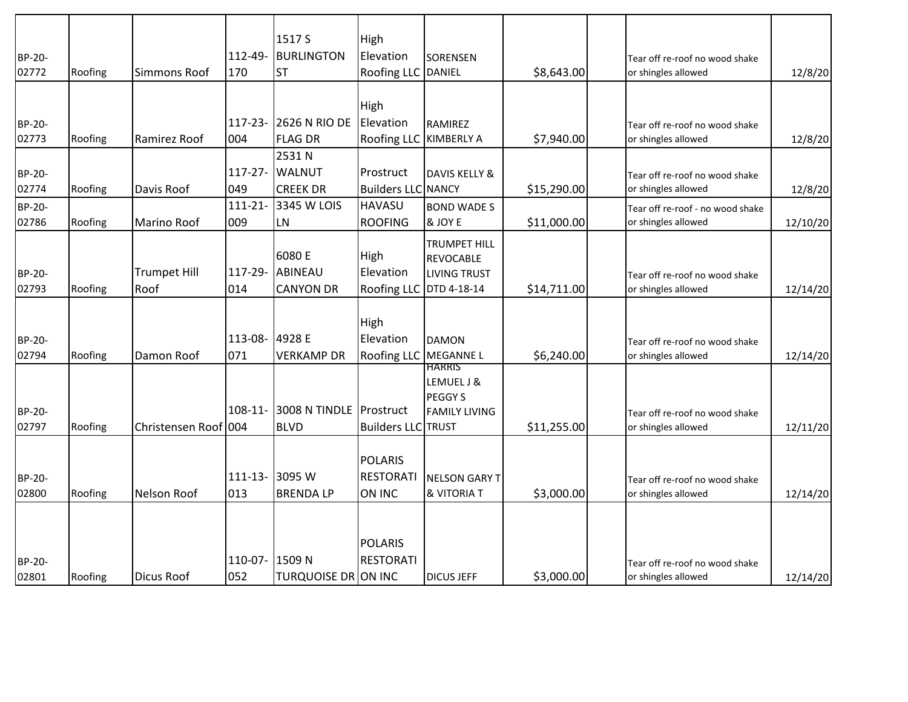| | | | | | | | | | | |
|---|---|---|---|---|---|---|---|---|---|---|
| BP-20-02772 | Roofing | Simmons Roof | 112-49-170 | 1517 S BURLINGTON ST | High Elevation Roofing LLC | SORENSEN DANIEL | $8,643.00 | | Tear off re-roof no wood shake or shingles allowed | 12/8/20 |
| BP-20-02773 | Roofing | Ramirez Roof | 117-23-004 | 2626 N RIO DE FLAG DR | High Elevation Roofing LLC | RAMIREZ KIMBERLY A | $7,940.00 | | Tear off re-roof no wood shake or shingles allowed | 12/8/20 |
| BP-20-02774 | Roofing | Davis Roof | 117-27-049 | 2531 N WALNUT CREEK DR | Prostruct Builders LLC | DAVIS KELLY & NANCY | $15,290.00 | | Tear off re-roof no wood shake or shingles allowed | 12/8/20 |
| BP-20-02786 | Roofing | Marino Roof | 111-21-009 | 3345 W LOIS LN | HAVASU ROOFING | BOND WADE S & JOY E | $11,000.00 | | Tear off re-roof - no wood shake or shingles allowed | 12/10/20 |
| BP-20-02793 | Roofing | Trumpet Hill Roof | 117-29-014 | 6080 E ABINEAU CANYON DR | High Elevation Roofing LLC | TRUMPET HILL REVOCABLE LIVING TRUST DTD 4-18-14 | $14,711.00 | | Tear off re-roof no wood shake or shingles allowed | 12/14/20 |
| BP-20-02794 | Roofing | Damon Roof | 113-08-071 | 4928 E VERKAMP DR | High Elevation Roofing LLC | DAMON MEGANNE L | $6,240.00 | | Tear off re-roof no wood shake or shingles allowed | 12/14/20 |
| BP-20-02797 | Roofing | Christensen Roof | 108-11-004 | 3008 N TINDLE BLVD | Prostruct Builders LLC | HARRIS LEMUEL J & PEGGY S FAMILY LIVING TRUST | $11,255.00 | | Tear off re-roof no wood shake or shingles allowed | 12/11/20 |
| BP-20-02800 | Roofing | Nelson Roof | 111-13-013 | 3095 W BRENDA LP | POLARIS RESTORATION INC | NELSON GARY T & VITORIA T | $3,000.00 | | Tear off re-roof no wood shake or shingles allowed | 12/14/20 |
| BP-20-02801 | Roofing | Dicus Roof | 110-07-052 | 1509 N TURQUOISE DR | POLARIS RESTORATION INC | DICUS JEFF | $3,000.00 | | Tear off re-roof no wood shake or shingles allowed | 12/14/20 |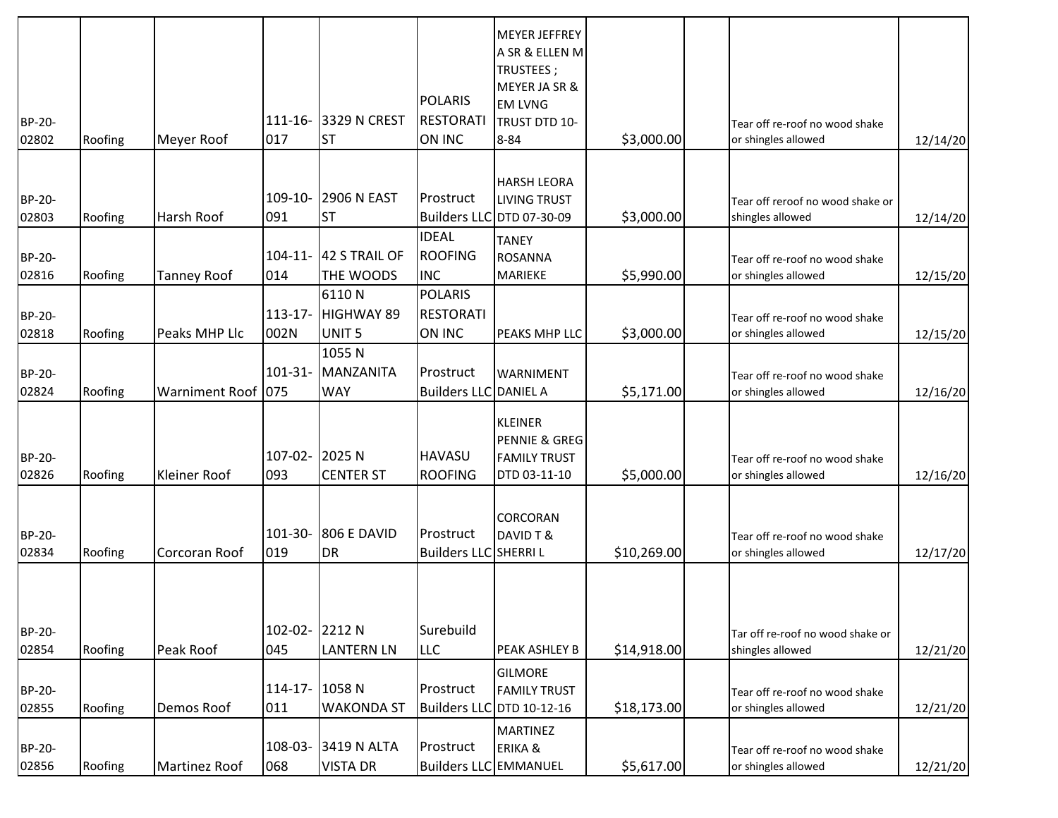| | | | | | | | | | | |
|---|---|---|---|---|---|---|---|---|---|---|
| BP-20-02802 | Roofing | Meyer Roof | 111-16-017 | 3329 N CREST ST | POLARIS RESTORATION INC | MEYER JEFFREY A SR & ELLEN M TRUSTEES ; MEYER JA SR & EM LVNG TRUST DTD 10-8-84 | $3,000.00 | | Tear off re-roof no wood shake or shingles allowed | 12/14/20 |
| BP-20-02803 | Roofing | Harsh Roof | 109-10-091 | 2906 N EAST ST | Prostruct Builders LLC | HARSH LEORA LIVING TRUST DTD 07-30-09 | $3,000.00 | | Tear off reroof no wood shake or shingles allowed | 12/14/20 |
| BP-20-02816 | Roofing | Tanney Roof | 104-11-014 | 42 S TRAIL OF THE WOODS | IDEAL ROOFING INC | TANEY ROSANNA MARIEKE | $5,990.00 | | Tear off re-roof no wood shake or shingles allowed | 12/15/20 |
| BP-20-02818 | Roofing | Peaks MHP Llc | 113-17-002N | 6110 N HIGHWAY 89 UNIT 5 | POLARIS RESTORATION INC | PEAKS MHP LLC | $3,000.00 | | Tear off re-roof no wood shake or shingles allowed | 12/15/20 |
| BP-20-02824 | Roofing | Warniment Roof | 101-31-075 | 1055 N MANZANITA WAY | Prostruct Builders LLC | WARNIMENT DANIEL A | $5,171.00 | | Tear off re-roof no wood shake or shingles allowed | 12/16/20 |
| BP-20-02826 | Roofing | Kleiner Roof | 107-02-093 | 2025 N CENTER ST | HAVASU ROOFING | KLEINER PENNIE & GREG FAMILY TRUST DTD 03-11-10 | $5,000.00 | | Tear off re-roof no wood shake or shingles allowed | 12/16/20 |
| BP-20-02834 | Roofing | Corcoran Roof | 101-30-019 | 806 E DAVID DR | Prostruct Builders LLC | CORCORAN DAVID T & SHERRI L | $10,269.00 | | Tear off re-roof no wood shake or shingles allowed | 12/17/20 |
| BP-20-02854 | Roofing | Peak Roof | 102-02-045 | 2212 N LANTERN LN | Surebuild LLC | PEAK ASHLEY B | $14,918.00 | | Tar off re-roof no wood shake or shingles allowed | 12/21/20 |
| BP-20-02855 | Roofing | Demos Roof | 114-17-011 | 1058 N WAKONDA ST | Prostruct Builders LLC | GILMORE FAMILY TRUST DTD 10-12-16 | $18,173.00 | | Tear off re-roof no wood shake or shingles allowed | 12/21/20 |
| BP-20-02856 | Roofing | Martinez Roof | 108-03-068 | 3419 N ALTA VISTA DR | Prostruct Builders LLC | MARTINEZ ERIKA & EMMANUEL | $5,617.00 | | Tear off re-roof no wood shake or shingles allowed | 12/21/20 |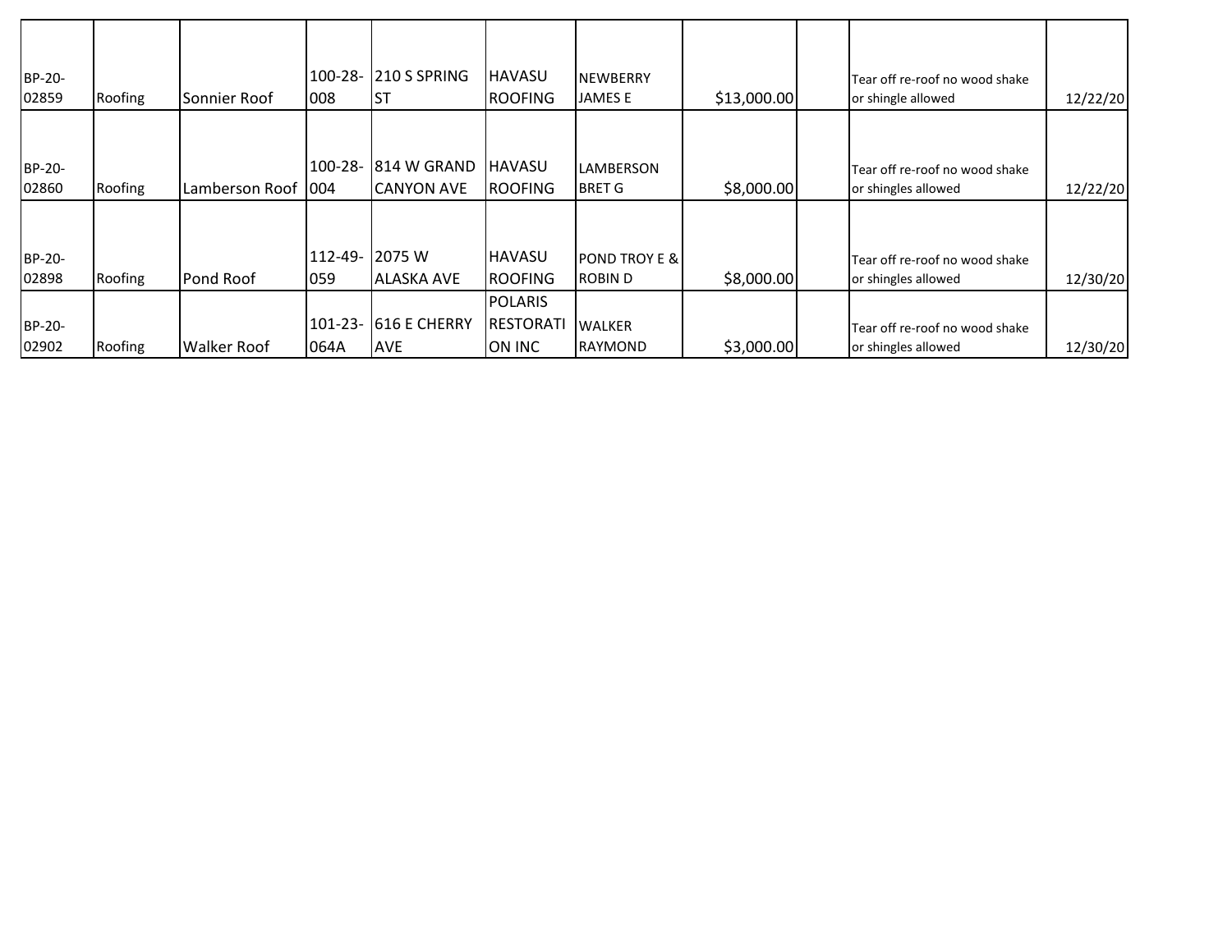| | | | | | | | | | | |
|---|---|---|---|---|---|---|---|---|---|---|
| BP-20-02859 | Roofing | Sonnier Roof | 100-28-008 | 210 S SPRING ST | HAVASU ROOFING | NEWBERRY JAMES E | $13,000.00 | | Tear off re-roof no wood shake or shingle allowed | 12/22/20 |
| BP-20-02860 | Roofing | Lamberson Roof | 100-28-004 | 814 W GRAND CANYON AVE | HAVASU ROOFING | LAMBERSON BRET G | $8,000.00 | | Tear off re-roof no wood shake or shingles allowed | 12/22/20 |
| BP-20-02898 | Roofing | Pond Roof | 112-49-059 | 2075 W ALASKA AVE | HAVASU ROOFING | POND TROY E & ROBIN D | $8,000.00 | | Tear off re-roof no wood shake or shingles allowed | 12/30/20 |
| BP-20-02902 | Roofing | Walker Roof | 101-23-064A | 616 E CHERRY AVE | POLARIS RESTORATION INC | WALKER RAYMOND | $3,000.00 | | Tear off re-roof no wood shake or shingles allowed | 12/30/20 |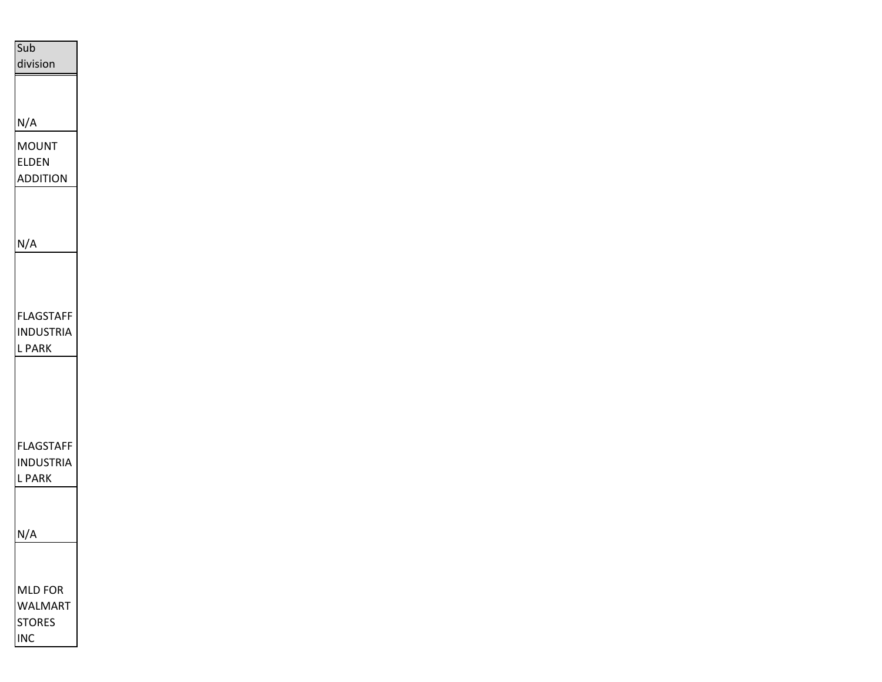| Sub division |
| --- |
| N/A |
| MOUNT ELDEN ADDITION |
| N/A |
| FLAGSTAFF INDUSTRIAL PARK |
| FLAGSTAFF INDUSTRIAL PARK |
| N/A |
| MLD FOR WALMART STORES INC |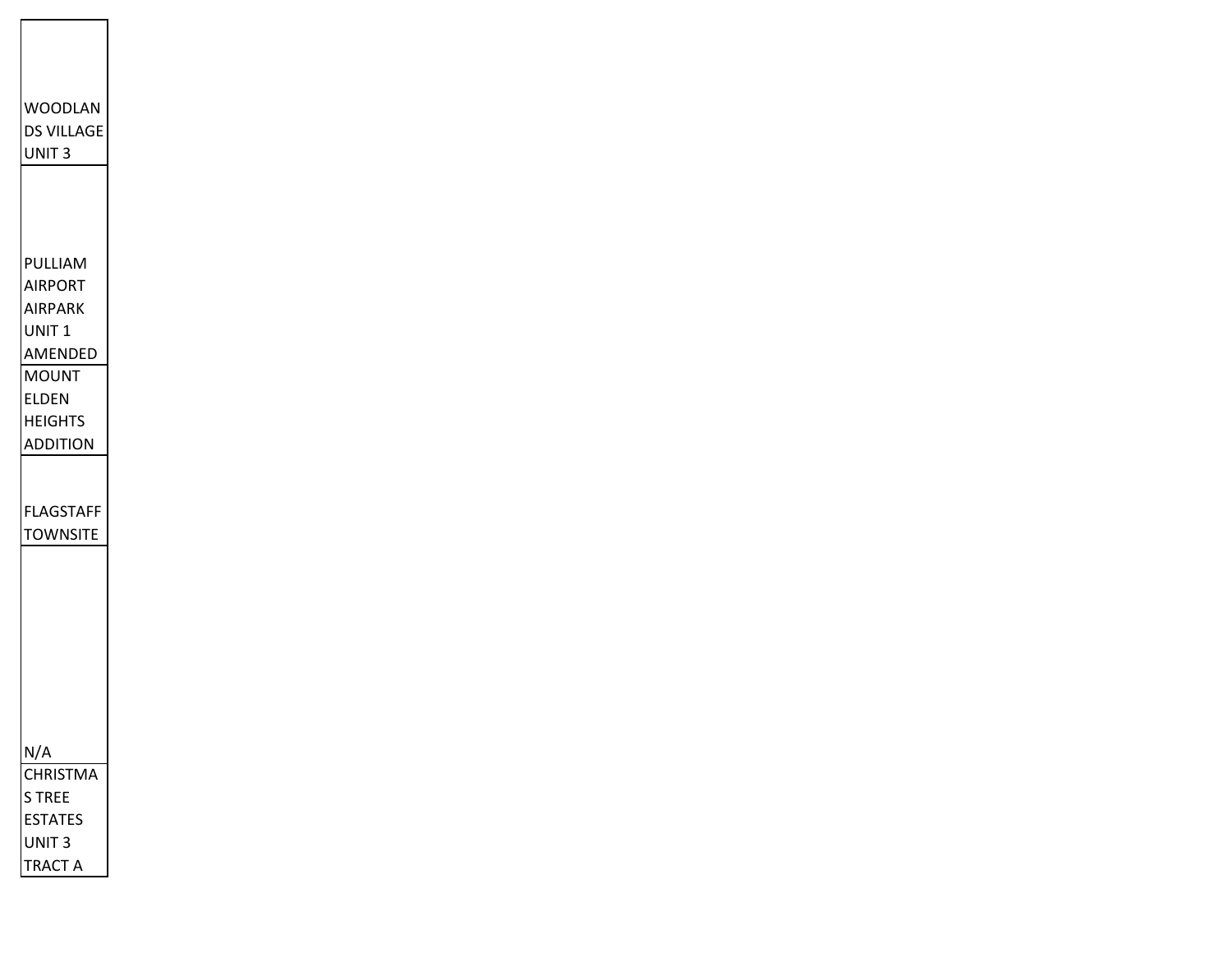| |
|---|
| WOODLANDS VILLAGE UNIT 3 |
| PULLIAM AIRPORT AIRPARK UNIT 1 AMENDED |
| MOUNT ELDEN HEIGHTS ADDITION |
| FLAGSTAFF TOWNSITE |
| N/A |
| CHRISTMAS TREE ESTATES UNIT 3 TRACT A |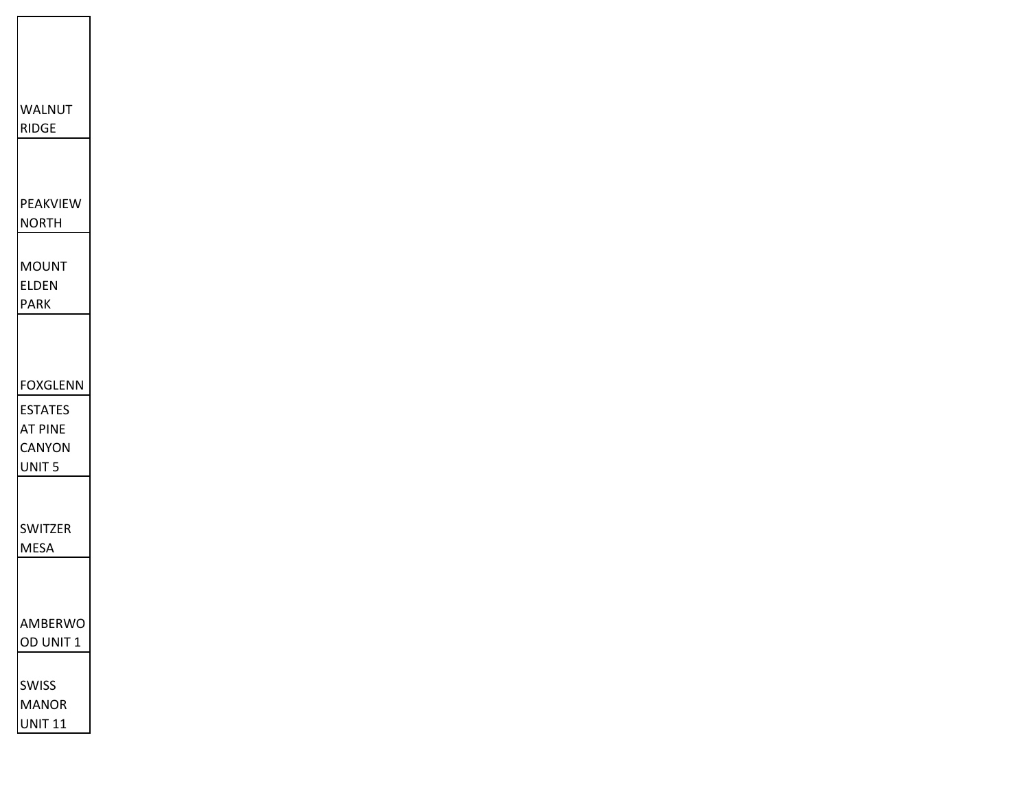| |
|---|
| WALNUT RIDGE |
| PEAKVIEW NORTH |
| MOUNT ELDEN PARK |
| FOXGLENN |
| ESTATES AT PINE CANYON UNIT 5 |
| SWITZER MESA |
| AMBERWOOD UNIT 1 |
| SWISS MANOR UNIT 11 |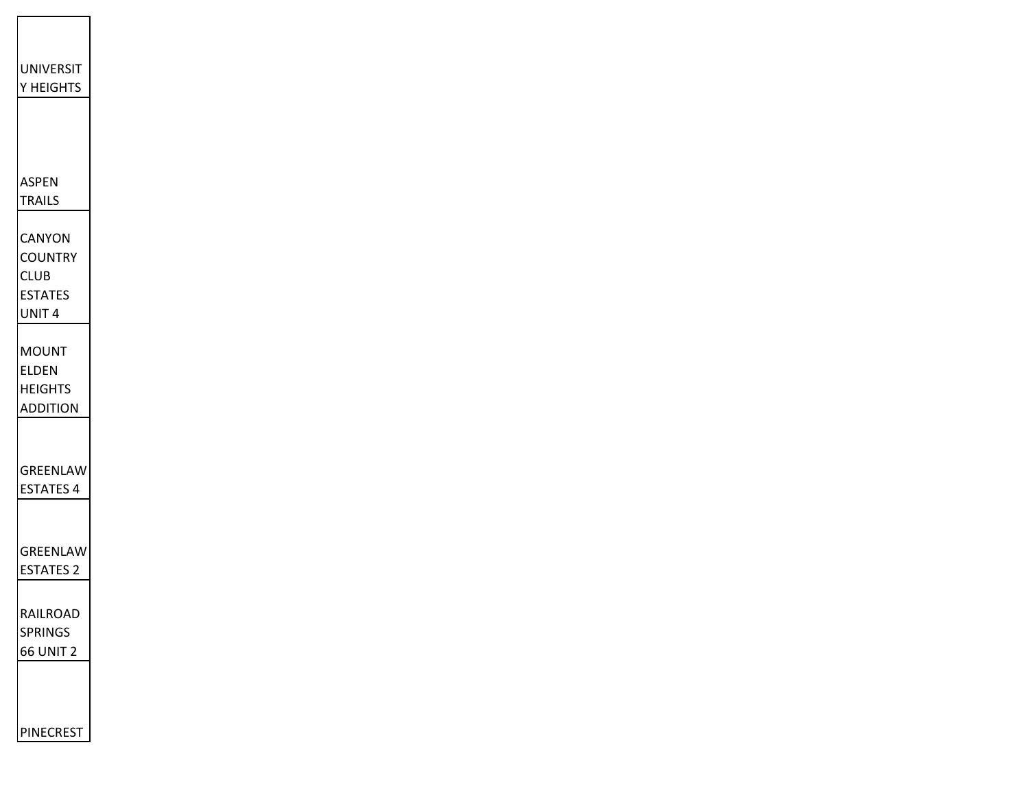| |
|---|
| UNIVERSITY HEIGHTS |
| ASPEN TRAILS |
| CANYON COUNTRY CLUB ESTATES UNIT 4 |
| MOUNT ELDEN HEIGHTS ADDITION |
| GREENLAW ESTATES 4 |
| GREENLAW ESTATES 2 |
| RAILROAD SPRINGS 66 UNIT 2 |
| PINECREST |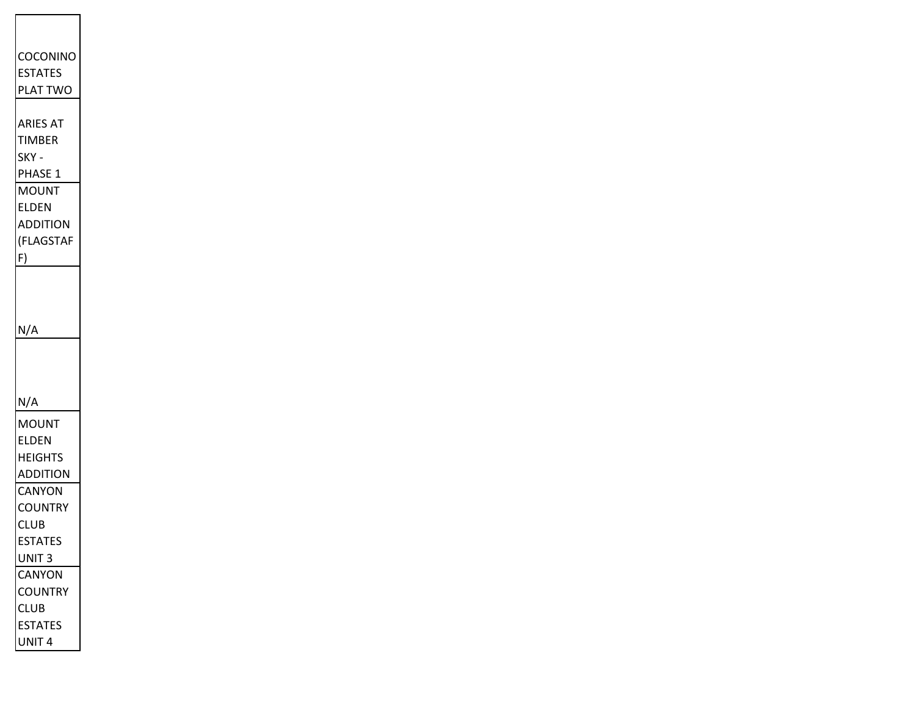| |
|---|
| COCONINO ESTATES PLAT TWO |
| ARIES AT TIMBER SKY - PHASE 1 |
| MOUNT ELDEN ADDITION (FLAGSTAFF) |
| N/A |
| N/A |
| MOUNT ELDEN HEIGHTS ADDITION |
| CANYON COUNTRY CLUB ESTATES UNIT 3 |
| CANYON COUNTRY CLUB ESTATES UNIT 4 |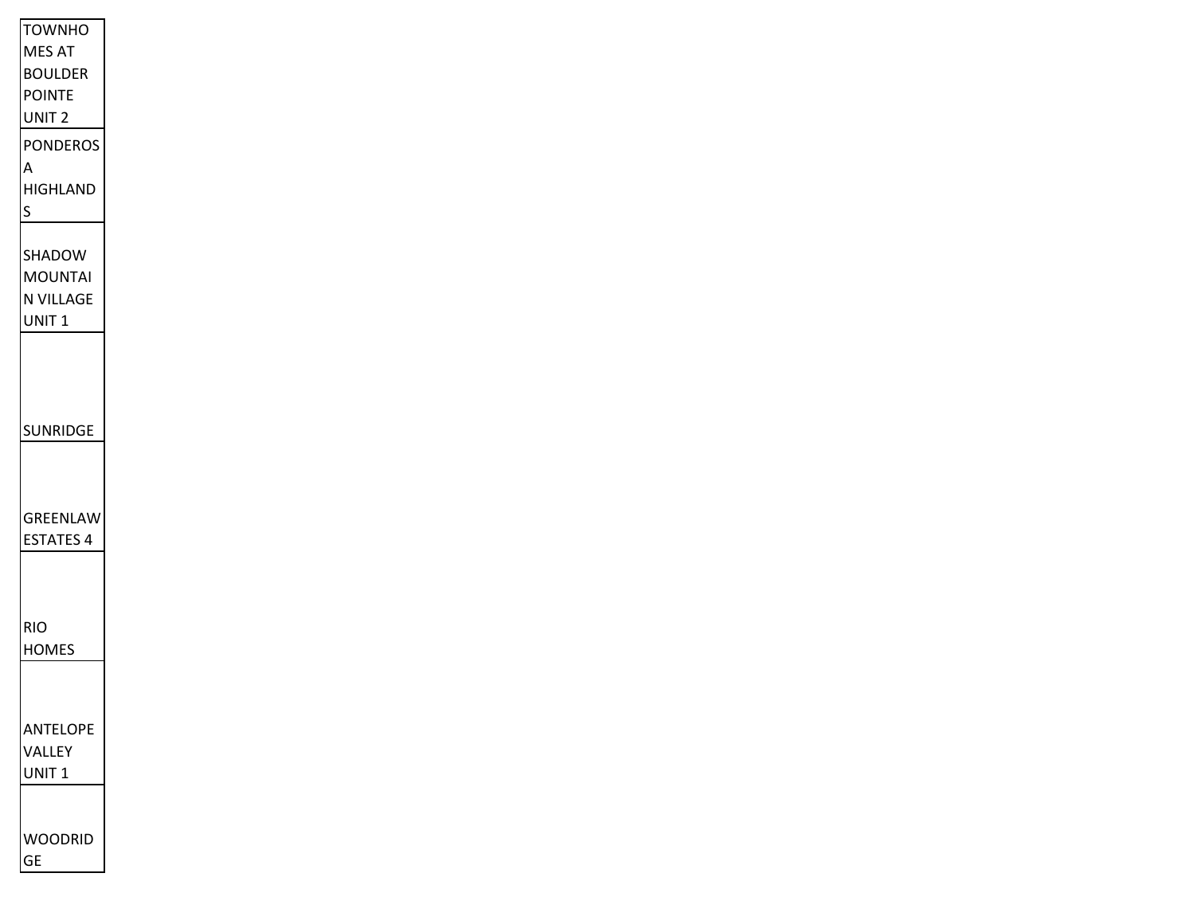| |
|---|
| TOWNHOMES AT BOULDER POINTE UNIT 2 |
| PONDEROSA HIGHLANDS |
| SHADOW MOUNTAIN VILLAGE UNIT 1 |
| SUNRIDGE |
| GREENLAW ESTATES 4 |
| RIO HOMES |
| ANTELOPE VALLEY UNIT 1 |
| WOODRIDGE |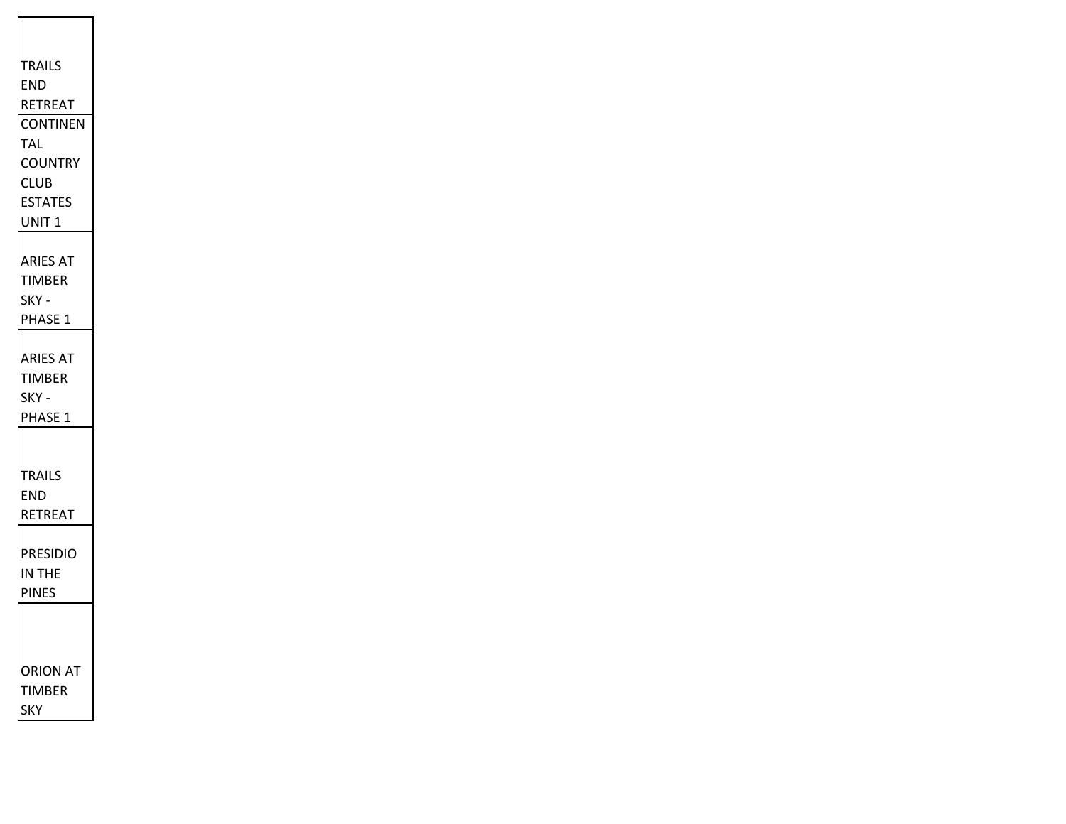| |
|---|
| TRAILS END RETREAT |
| CONTINENTAL COUNTRY CLUB ESTATES UNIT 1 |
| ARIES AT TIMBER SKY - PHASE 1 |
| ARIES AT TIMBER SKY - PHASE 1 |
| TRAILS END RETREAT |
| PRESIDIO IN THE PINES |
| ORION AT TIMBER SKY |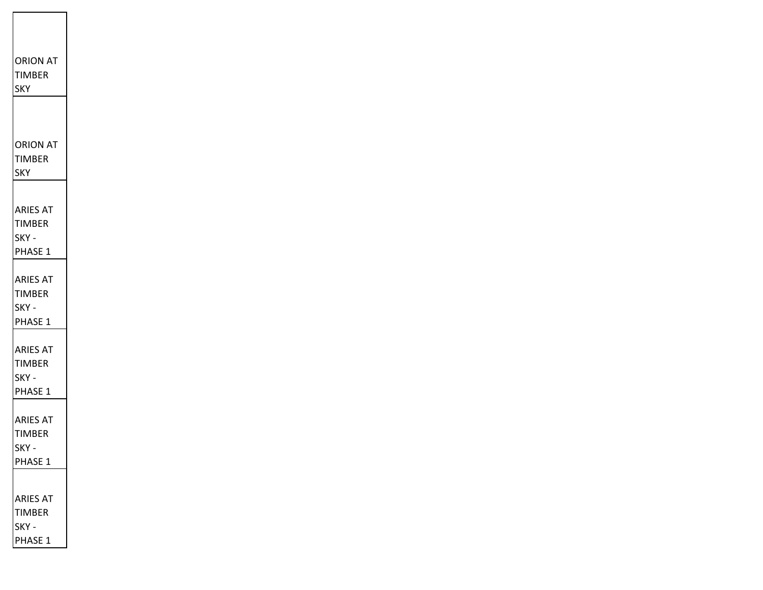| |
|---|
| ORION AT TIMBER SKY |
| ORION AT TIMBER SKY |
| ARIES AT TIMBER SKY - PHASE 1 |
| ARIES AT TIMBER SKY - PHASE 1 |
| ARIES AT TIMBER SKY - PHASE 1 |
| ARIES AT TIMBER SKY - PHASE 1 |
| ARIES AT TIMBER SKY - PHASE 1 |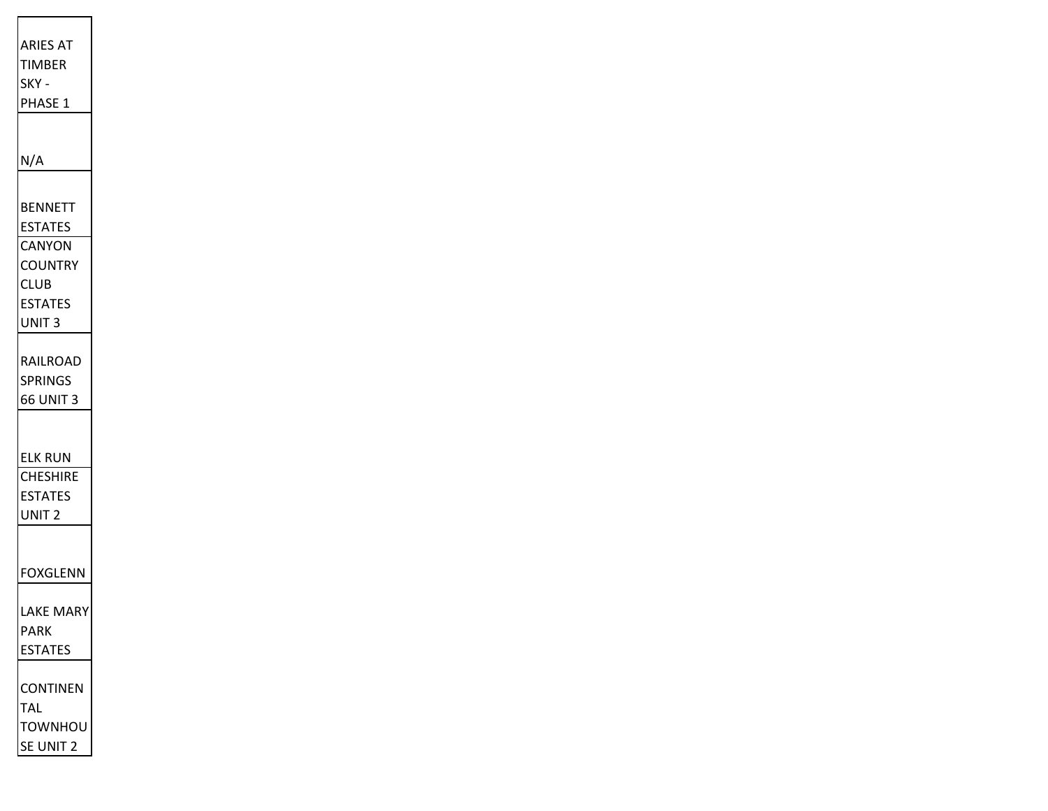| |
|---|
| ARIES AT TIMBER SKY - PHASE 1 |
| N/A |
| BENNETT ESTATES |
| CANYON COUNTRY CLUB ESTATES UNIT 3 |
| RAILROAD SPRINGS 66 UNIT 3 |
| ELK RUN |
| CHESHIRE ESTATES UNIT 2 |
| FOXGLENN |
| LAKE MARY PARK ESTATES |
| CONTINENTAL TOWNHOUSE UNIT 2 |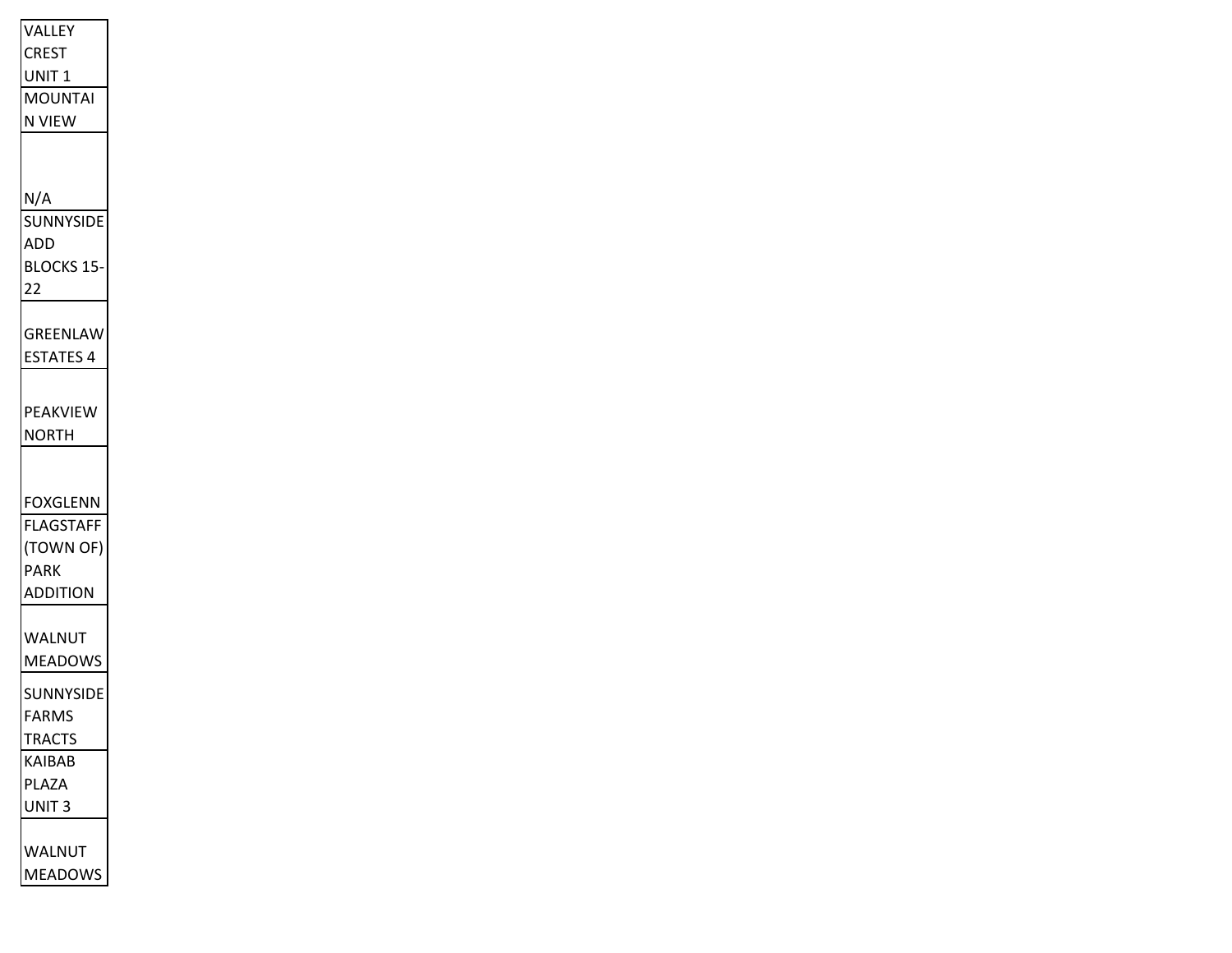| |
|---|
| VALLEY CREST UNIT 1 |
| MOUNTAIN VIEW |
| N/A |
| SUNNYSIDE ADD BLOCKS 15-22 |
| GREENLAW ESTATES 4 |
| PEAKVIEW NORTH |
| FOXGLENN |
| FLAGSTAFF (TOWN OF) PARK ADDITION |
| WALNUT MEADOWS |
| SUNNYSIDE FARMS TRACTS |
| KAIBAB PLAZA UNIT 3 |
| WALNUT MEADOWS |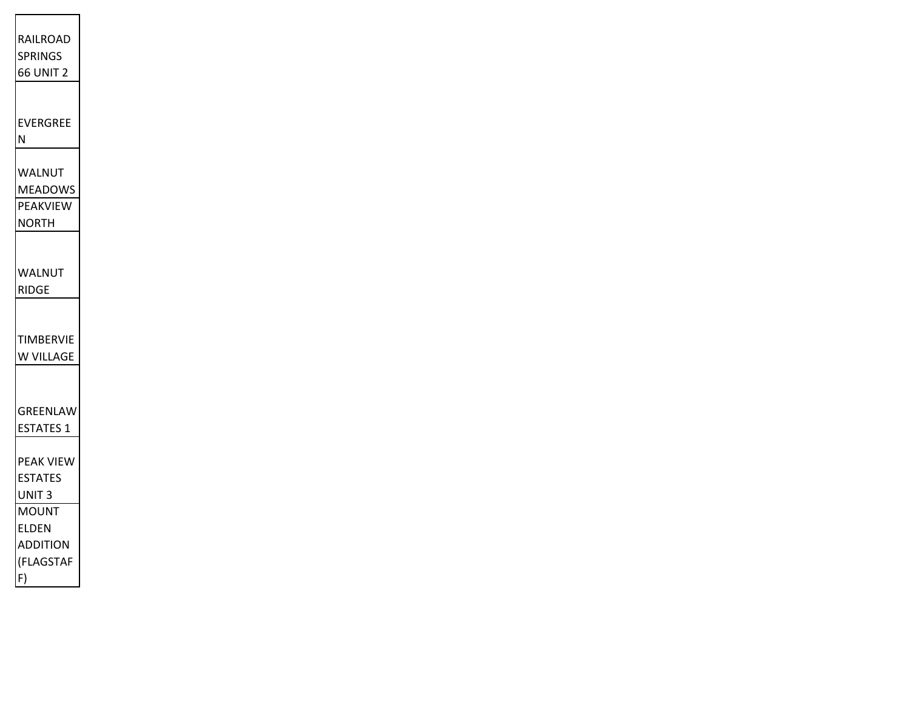| |
|---|
| RAILROAD SPRINGS 66 UNIT 2 |
| EVERGREEN |
| WALNUT MEADOWS |
| PEAKVIEW NORTH |
| WALNUT RIDGE |
| TIMBERVIEW VILLAGE |
| GREENLAW ESTATES 1 |
| PEAK VIEW ESTATES UNIT 3 |
| MOUNT ELDEN ADDITION (FLAGSTAFF) |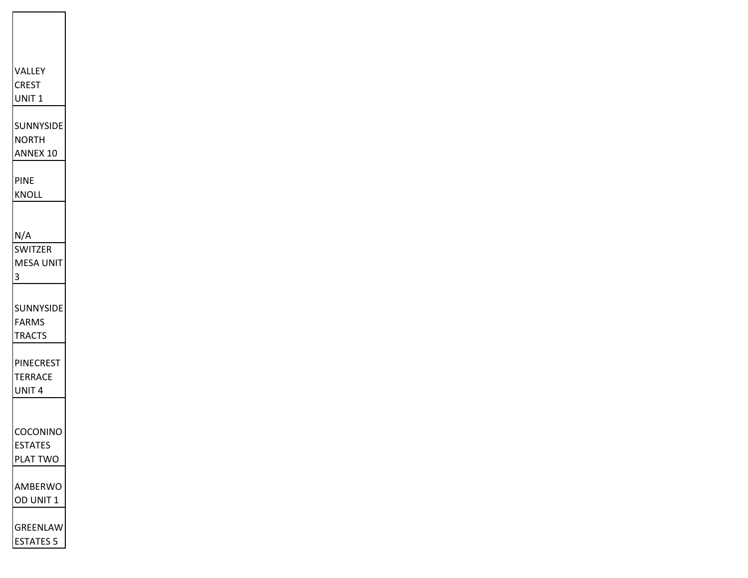| |
|---|
| VALLEY CREST UNIT 1 |
| SUNNYSIDE NORTH ANNEX 10 |
| PINE KNOLL |
| N/A |
| SWITZER MESA UNIT 3 |
| SUNNYSIDE FARMS TRACTS |
| PINECREST TERRACE UNIT 4 |
| COCONINO ESTATES PLAT TWO |
| AMBERWOOD UNIT 1 |
| GREENLAW ESTATES 5 |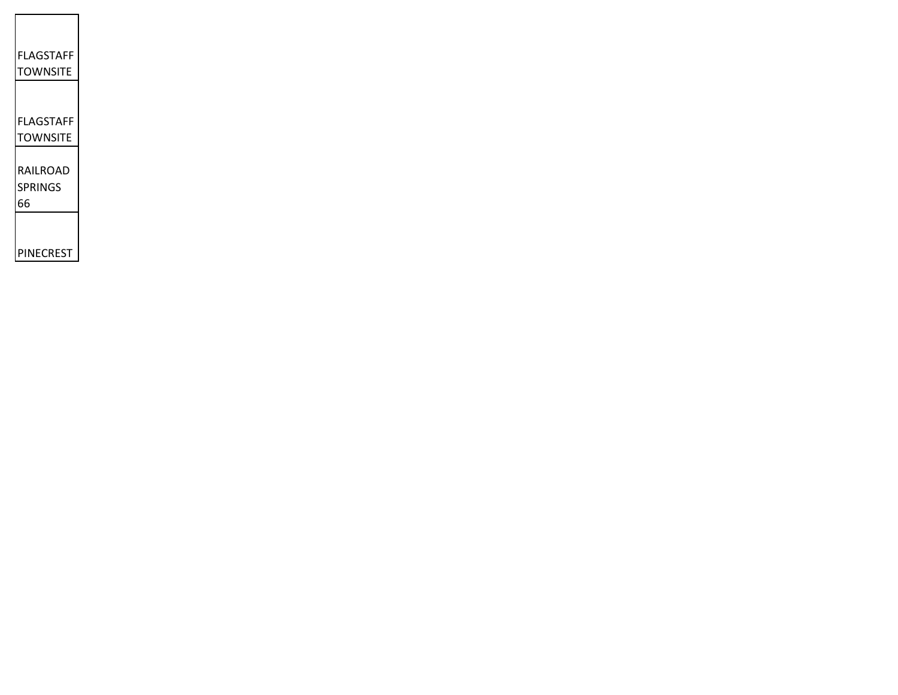| |
|---|
| FLAGSTAFF TOWNSITE |
| FLAGSTAFF TOWNSITE |
| RAILROAD SPRINGS 66 |
| PINECREST |